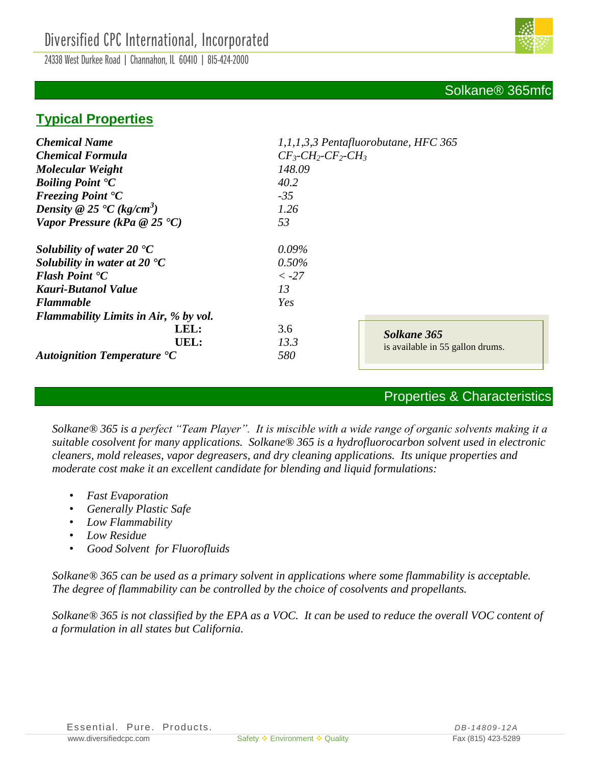# Diversified CPC International, Incorporated

24338 West Durkee Road | Channahon, IL 60410 | 815-424-2000

## Solkane® 365mfc

## Typical Properties

| | |
|---|---|
| ***Chemical Name*** | *1,1,1,3,3 Pentafluorobutane, HFC 365* |
| ***Chemical Formula*** | $CF_3$-$CH_2$-$CF_2$-$CH_3$ |
| ***Molecular Weight*** | *148.09* |
| ***Boiling Point °C*** | *40.2* |
| ***Freezing Point °C*** | *-35* |
| ***Density @ 25 °C (kg/cm$^3$)*** | *1.26* |
| ***Vapor Pressure (kPa @ 25 °C)*** | *53* |
| ***Solubility of water 20 °C*** | *0.09%* |
| ***Solubility in water at 20 °C*** | *0.50%* |
| ***Flash Point °C*** | *< -27* |
| ***Kauri-Butanol Value*** | *13* |
| ***Flammable*** | *Yes* |
| ***Flammability Limits in Air, % by vol.*** | |
| **LEL:** | 3.6 |
| **UEL:** | *13.3* |
| ***Autoignition Temperature °C*** | *580* |

***Solkane 365***
is available in 55 gallon drums.

## Properties & Characteristics

*Solkane® 365 is a perfect "Team Player". It is miscible with a wide range of organic solvents making it a suitable cosolvent for many applications. Solkane® 365 is a hydrofluorocarbon solvent used in electronic cleaners, mold releases, vapor degreasers, and dry cleaning applications. Its unique properties and moderate cost make it an excellent candidate for blending and liquid formulations:*

- *Fast Evaporation*
- *Generally Plastic Safe*
- *Low Flammability*
- *Low Residue*
- *Good Solvent for Fluorofluids*

*Solkane® 365 can be used as a primary solvent in applications where some flammability is acceptable. The degree of flammability can be controlled by the choice of cosolvents and propellants.*

*Solkane® 365 is not classified by the EPA as a VOC. It can be used to reduce the overall VOC content of a formulation in all states but California.*

Essential. Pure. Products. DB-14809-12A

www.diversifiedcpc.com Safety ❖ Environment ❖ Quality Fax (815) 423-5289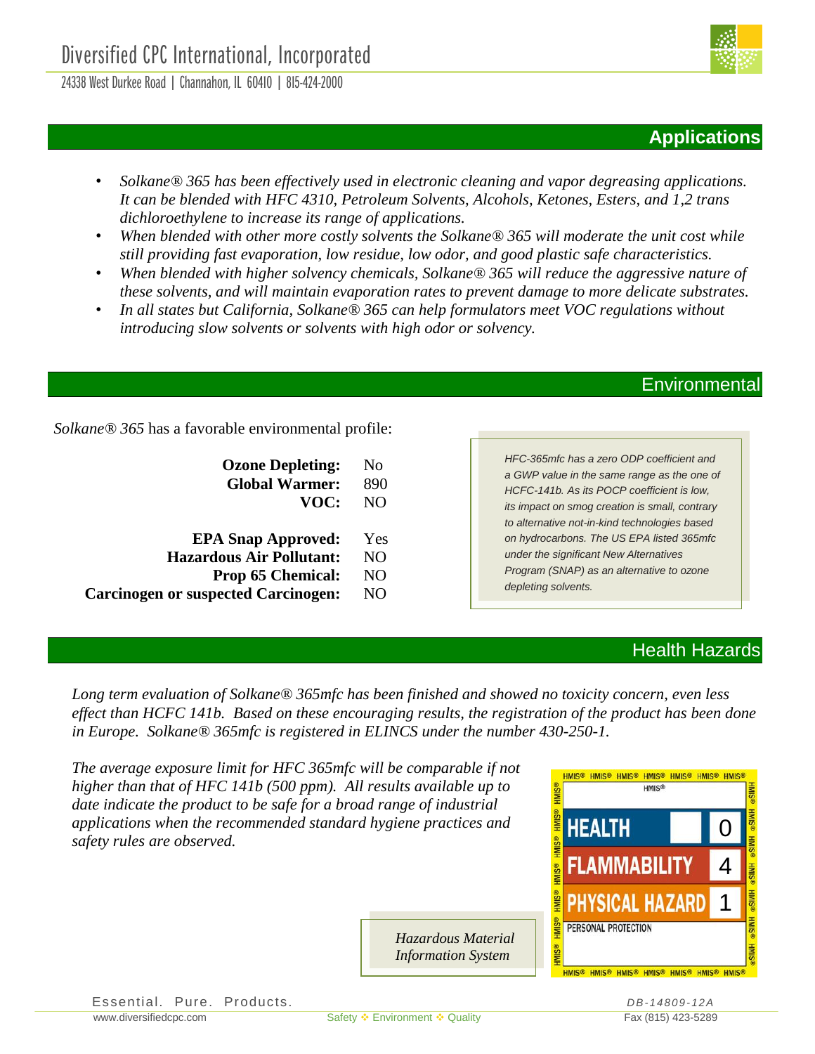## Applications

- *Solkane® 365 has been effectively used in electronic cleaning and vapor degreasing applications. It can be blended with HFC 4310, Petroleum Solvents, Alcohols, Ketones, Esters, and 1,2 trans dichloroethylene to increase its range of applications.*
- *When blended with other more costly solvents the Solkane® 365 will moderate the unit cost while still providing fast evaporation, low residue, low odor, and good plastic safe characteristics.*
- *When blended with higher solvency chemicals, Solkane® 365 will reduce the aggressive nature of these solvents, and will maintain evaporation rates to prevent damage to more delicate substrates.*
- *In all states but California, Solkane® 365 can help formulators meet VOC regulations without introducing slow solvents or solvents with high odor or solvency.*

## Environmental

*Solkane® 365* has a favorable environmental profile:

| | |
|---|---|
| **Ozone Depleting:** | No |
| **Global Warmer:** | 890 |
| **VOC:** | NO |
| **EPA Snap Approved:** | Yes |
| **Hazardous Air Pollutant:** | NO |
| **Prop 65 Chemical:** | NO |
| **Carcinogen or suspected Carcinogen:** | NO |

*HFC-365mfc has a zero ODP coefficient and a GWP value in the same range as the one of HCFC-141b. As its POCP coefficient is low, its impact on smog creation is small, contrary to alternative not-in-kind technologies based on hydrocarbons. The US EPA listed 365mfc under the significant New Alternatives Program (SNAP) as an alternative to ozone depleting solvents.*

## Health Hazards

*Long term evaluation of Solkane® 365mfc has been finished and showed no toxicity concern, even less effect than HCFC 141b. Based on these encouraging results, the registration of the product has been done in Europe. Solkane® 365mfc is registered in ELINCS under the number 430-250-1.*

*The average exposure limit for HFC 365mfc will be comparable if not higher than that of HFC 141b (500 ppm). All results available up to date indicate the product to be safe for a broad range of industrial applications when the recommended standard hygiene practices and safety rules are observed.*

| HMIS® | |
|---|---|
| HEALTH | 0 |
| FLAMMABILITY | 4 |
| PHYSICAL HAZARD | 1 |
| PERSONAL PROTECTION | |

*Hazardous Material Information System*

Essential. Pure. Products.

DB-14809-12A

www.diversifiedcpc.com

Safety ❖ Environment ❖ Quality

Fax (815) 423-5289